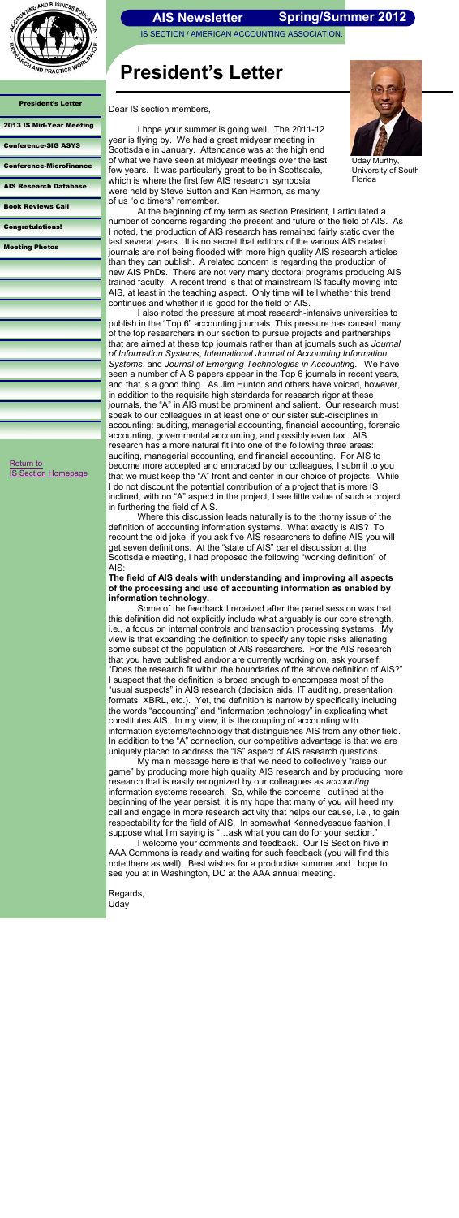# President's Letter

Uday Murthy, University of South Florida

Dear IS section members,

I hope your summer is going well. The 2011-12 year is flying by. We had a great midyear meeting in Scottsdale in January. Attendance was at the high end of what we have seen at midyear meetings over the last few years. It was particularly great to be in Scottsdale, which is where the first few AIS research symposia were held by Steve Sutton and Ken Harmon, as many of us "old timers" remember.

At the beginning of my term as section President, I articulated a number of concerns regarding the present and future of the field of AIS. As I noted, the production of AIS research has remained fairly static over the last several years. It is no secret that editors of the various AIS related journals are not being flooded with more high quality AIS research articles than they can publish. A related concern is regarding the production of new AIS PhDs. There are not very many doctoral programs producing AIS trained faculty. A recent trend is that of mainstream IS faculty moving into AIS, at least in the teaching aspect. Only time will tell whether this trend continues and whether it is good for the field of AIS.

I also noted the pressure at most research-intensive universities to publish in the "Top 6" accounting journals. This pressure has caused many of the top researchers in our section to pursue projects and partnerships that are aimed at these top journals rather than at journals such as *Journal of Information Systems*, *International Journal of Accounting Information Systems*, and *Journal of Emerging Technologies in Accounting*. We have seen a number of AIS papers appear in the Top 6 journals in recent years, and that is a good thing. As Jim Hunton and others have voiced, however, in addition to the requisite high standards for research rigor at these journals, the "A" in AIS must be prominent and salient. Our research must speak to our colleagues in at least one of our sister sub-disciplines in accounting: auditing, managerial accounting, financial accounting, forensic accounting, governmental accounting, and possibly even tax. AIS research has a more natural fit into one of the following three areas: auditing, managerial accounting, and financial accounting. For AIS to become more accepted and embraced by our colleagues, I submit to you that we must keep the "A" front and center in our choice of projects. While I do not discount the potential contribution of a project that is more IS inclined, with no "A" aspect in the project, I see little value of such a project in furthering the field of AIS.

Where this discussion leads naturally is to the thorny issue of the definition of accounting information systems. What exactly is AIS? To recount the old joke, if you ask five AIS researchers to define AIS you will get seven definitions. At the "state of AIS" panel discussion at the Scottsdale meeting, I had proposed the following "working definition" of AIS:

**The field of AIS deals with understanding and improving all aspects of the processing and use of accounting information as enabled by information technology.**

Some of the feedback I received after the panel session was that this definition did not explicitly include what arguably is our core strength, i.e., a focus on internal controls and transaction processing systems. My view is that expanding the definition to specify any topic risks alienating some subset of the population of AIS researchers. For the AIS research that you have published and/or are currently working on, ask yourself: "Does the research fit within the boundaries of the above definition of AIS?" I suspect that the definition is broad enough to encompass most of the "usual suspects" in AIS research (decision aids, IT auditing, presentation formats, XBRL, etc.). Yet, the definition is narrow by specifically including the words "accounting" and "information technology" in explicating what constitutes AIS. In my view, it is the coupling of accounting with information systems/technology that distinguishes AIS from any other field. In addition to the "A" connection, our competitive advantage is that we are uniquely placed to address the "IS" aspect of AIS research questions.

My main message here is that we need to collectively "raise our game" by producing more high quality AIS research and by producing more research that is easily recognized by our colleagues as *accounting* information systems research. So, while the concerns I outlined at the beginning of the year persist, it is my hope that many of you will heed my call and engage in more research activity that helps our cause, i.e., to gain respectability for the field of AIS. In somewhat Kennedyesque fashion, I suppose what I'm saying is "…ask what you can do for your section."

I welcome your comments and feedback. Our IS Section hive in AAA Commons is ready and waiting for such feedback (you will find this note there as well). Best wishes for a productive summer and I hope to see you at in Washington, DC at the AAA annual meeting.

Regards,
Uday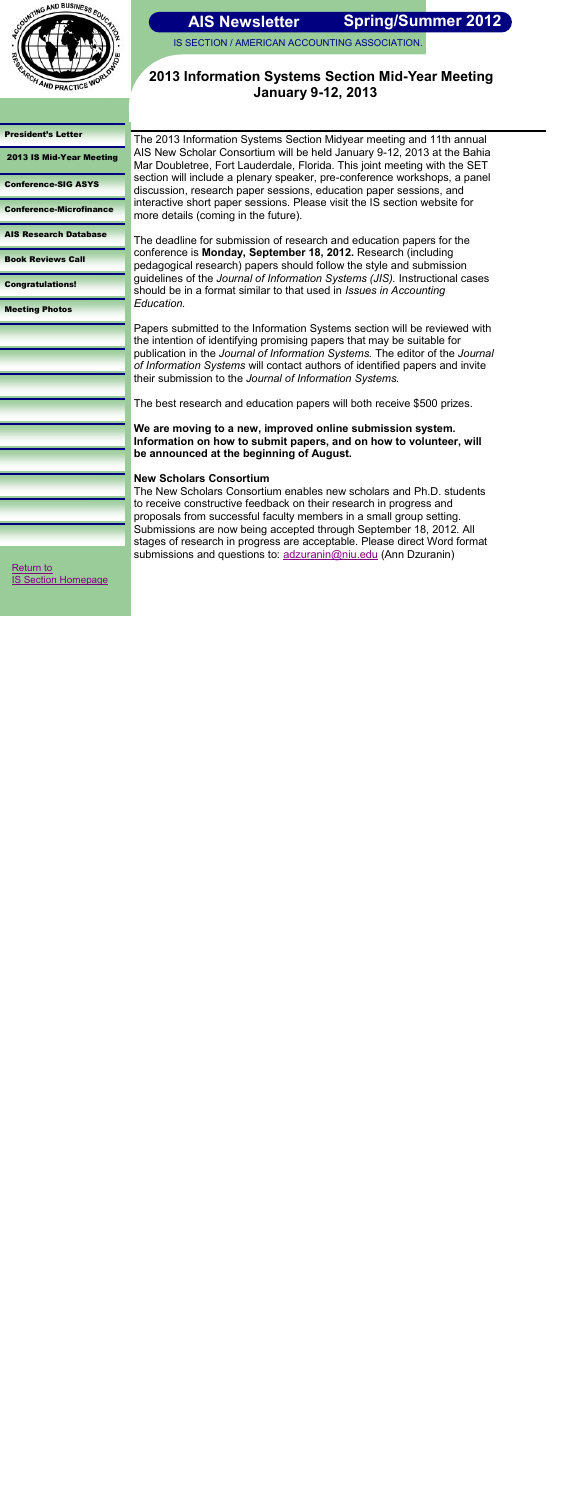# 2013 Information Systems Section Mid-Year Meeting January 9-12, 2013

- President's Letter
- 2013 IS Mid-Year Meeting
- Conference-SIG ASYS
- Conference-Microfinance
- AIS Research Database
- Book Reviews Call
- Congratulations!
- Meeting Photos

Return to IS Section Homepage

The 2013 Information Systems Section Midyear meeting and 11th annual AIS New Scholar Consortium will be held January 9-12, 2013 at the Bahia Mar Doubletree, Fort Lauderdale, Florida. This joint meeting with the SET section will include a plenary speaker, pre-conference workshops, a panel discussion, research paper sessions, education paper sessions, and interactive short paper sessions. Please visit the IS section website for more details (coming in the future).

The deadline for submission of research and education papers for the conference is **Monday, September 18, 2012.** Research (including pedagogical research) papers should follow the style and submission guidelines of the *Journal of Information Systems (JIS).* Instructional cases should be in a format similar to that used in *Issues in Accounting Education.*

Papers submitted to the Information Systems section will be reviewed with the intention of identifying promising papers that may be suitable for publication in the *Journal of Information Systems.* The editor of the *Journal of Information Systems* will contact authors of identified papers and invite their submission to the *Journal of Information Systems.*

The best research and education papers will both receive $500 prizes.

**We are moving to a new, improved online submission system. Information on how to submit papers, and on how to volunteer, will be announced at the beginning of August.**

**New Scholars Consortium**

The New Scholars Consortium enables new scholars and Ph.D. students to receive constructive feedback on their research in progress and proposals from successful faculty members in a small group setting. Submissions are now being accepted through September 18, 2012. All stages of research in progress are acceptable. Please direct Word format submissions and questions to: adzuranin@niu.edu (Ann Dzuranin)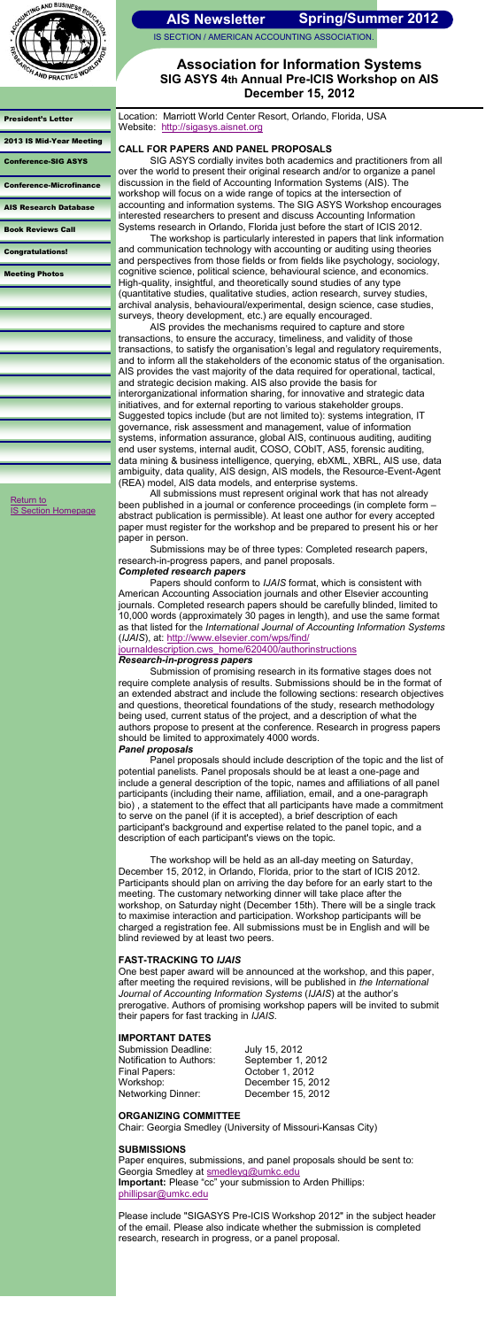# Association for Information Systems SIG ASYS 4th Annual Pre-ICIS Workshop on AIS December 15, 2012

Location: Marriott World Center Resort, Orlando, Florida, USA
Website: http://sigasys.aisnet.org

## CALL FOR PAPERS AND PANEL PROPOSALS

SIG ASYS cordially invites both academics and practitioners from all over the world to present their original research and/or to organize a panel discussion in the field of Accounting Information Systems (AIS). The workshop will focus on a wide range of topics at the intersection of accounting and information systems. The SIG ASYS Workshop encourages interested researchers to present and discuss Accounting Information Systems research in Orlando, Florida just before the start of ICIS 2012.

The workshop is particularly interested in papers that link information and communication technology with accounting or auditing using theories and perspectives from those fields or from fields like psychology, sociology, cognitive science, political science, behavioural science, and economics. High-quality, insightful, and theoretically sound studies of any type (quantitative studies, qualitative studies, action research, survey studies, archival analysis, behavioural/experimental, design science, case studies, surveys, theory development, etc.) are equally encouraged.

AIS provides the mechanisms required to capture and store transactions, to ensure the accuracy, timeliness, and validity of those transactions, to satisfy the organisation's legal and regulatory requirements, and to inform all the stakeholders of the economic status of the organisation. AIS provides the vast majority of the data required for operational, tactical, and strategic decision making. AIS also provide the basis for interorganizational information sharing, for innovative and strategic data initiatives, and for external reporting to various stakeholder groups. Suggested topics include (but are not limited to): systems integration, IT governance, risk assessment and management, value of information systems, information assurance, global AIS, continuous auditing, auditing end user systems, internal audit, COSO, CObIT, AS5, forensic auditing, data mining & business intelligence, querying, ebXML, XBRL, AIS use, data ambiguity, data quality, AIS design, AIS models, the Resource-Event-Agent (REA) model, AIS data models, and enterprise systems.

All submissions must represent original work that has not already been published in a journal or conference proceedings (in complete form – abstract publication is permissible). At least one author for every accepted paper must register for the workshop and be prepared to present his or her paper in person.

Submissions may be of three types: Completed research papers, research-in-progress papers, and panel proposals.

***Completed research papers***

Papers should conform to *IJAIS* format, which is consistent with American Accounting Association journals and other Elsevier accounting journals. Completed research papers should be carefully blinded, limited to 10,000 words (approximately 30 pages in length), and use the same format as that listed for the *International Journal of Accounting Information Systems* (*IJAIS*), at: http://www.elsevier.com/wps/find/journaldescription.cws_home/620400/authorinstructions

***Research-in-progress papers***

Submission of promising research in its formative stages does not require complete analysis of results. Submissions should be in the format of an extended abstract and include the following sections: research objectives and questions, theoretical foundations of the study, research methodology being used, current status of the project, and a description of what the authors propose to present at the conference. Research in progress papers should be limited to approximately 4000 words.

***Panel proposals***

Panel proposals should include description of the topic and the list of potential panelists. Panel proposals should be at least a one-page and include a general description of the topic, names and affiliations of all panel participants (including their name, affiliation, email, and a one-paragraph bio) , a statement to the effect that all participants have made a commitment to serve on the panel (if it is accepted), a brief description of each participant's background and expertise related to the panel topic, and a description of each participant's views on the topic.

The workshop will be held as an all-day meeting on Saturday, December 15, 2012, in Orlando, Florida, prior to the start of ICIS 2012. Participants should plan on arriving the day before for an early start to the meeting. The customary networking dinner will take place after the workshop, on Saturday night (December 15th). There will be a single track to maximise interaction and participation. Workshop participants will be charged a registration fee. All submissions must be in English and will be blind reviewed by at least two peers.

## FAST-TRACKING TO *IJAIS*

One best paper award will be announced at the workshop, and this paper, after meeting the required revisions, will be published in *the International Journal of Accounting Information Systems* (*IJAIS*) at the author's prerogative. Authors of promising workshop papers will be invited to submit their papers for fast tracking in *IJAIS*.

## IMPORTANT DATES

| | |
|---|---|
| Submission Deadline: | July 15, 2012 |
| Notification to Authors: | September 1, 2012 |
| Final Papers: | October 1, 2012 |
| Workshop: | December 15, 2012 |
| Networking Dinner: | December 15, 2012 |

## ORGANIZING COMMITTEE

Chair: Georgia Smedley (University of Missouri-Kansas City)

## SUBMISSIONS

Paper enquires, submissions, and panel proposals should be sent to: Georgia Smedley at smedleyg@umkc.edu
**Important:** Please "cc" your submission to Arden Phillips: phillipsar@umkc.edu

Please include "SIGASYS Pre-ICIS Workshop 2012" in the subject header of the email. Please also indicate whether the submission is completed research, research in progress, or a panel proposal.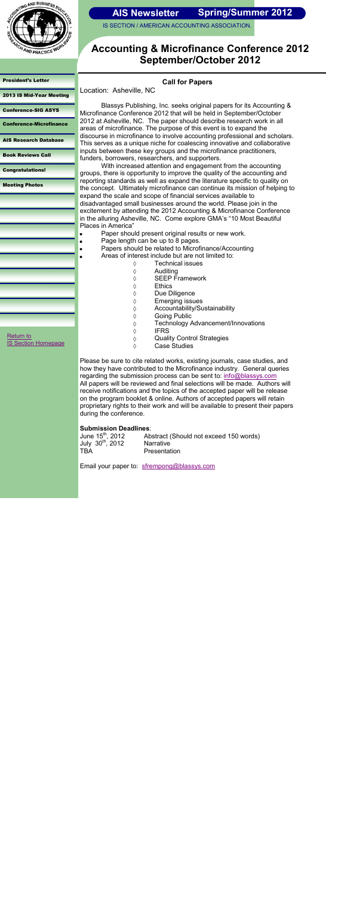# Accounting & Microfinance Conference 2012 September/October 2012

- President's Letter
- 2013 IS Mid-Year Meeting
- Conference-SIG ASYS
- Conference-Microfinance
- AIS Research Database
- Book Reviews Call
- Congratulations!
- Meeting Photos

Return to IS Section Homepage

## Call for Papers

Location: Asheville, NC

Blassys Publishing, Inc. seeks original papers for its Accounting & Microfinance Conference 2012 that will be held in September/October 2012 at Asheville, NC. The paper should describe research work in all areas of microfinance. The purpose of this event is to expand the discourse in microfinance to involve accounting professional and scholars. This serves as a unique niche for coalescing innovative and collaborative inputs between these key groups and the microfinance practitioners, funders, borrowers, researchers, and supporters.

With increased attention and engagement from the accounting groups, there is opportunity to improve the quality of the accounting and reporting standards as well as expand the literature specific to quality on the concept. Ultimately microfinance can continue its mission of helping to expand the scale and scope of financial services available to disadvantaged small businesses around the world. Please join in the excitement by attending the 2012 Accounting & Microfinance Conference in the alluring Asheville, NC. Come explore GMA's "10 Most Beautiful Places in America"

- Paper should present original results or new work.
- Page length can be up to 8 pages.
- Papers should be related to Microfinance/Accounting
- Areas of interest include but are not limited to:
  - Technical issues
  - Auditing
  - SEEP Framework
  - Ethics
  - Due Diligence
  - Emerging issues
  - Accountability/Sustainability
  - Going Public
  - Technology Advancement/Innovations
  - IFRS
  - Quality Control Strategies
  - Case Studies

Please be sure to cite related works, existing journals, case studies, and how they have contributed to the Microfinance industry. General queries regarding the submission process can be sent to: info@blassys.com
All papers will be reviewed and final selections will be made. Authors will receive notifications and the topics of the accepted paper will be release on the program booklet & online. Authors of accepted papers will retain proprietary rights to their work and will be available to present their papers during the conference.

**Submission Deadlines**:

| | |
|---|---|
| June 15th, 2012 | Abstract (Should not exceed 150 words) |
| July 30th, 2012 | Narrative |
| TBA | Presentation |

Email your paper to: sfrempong@blassys.com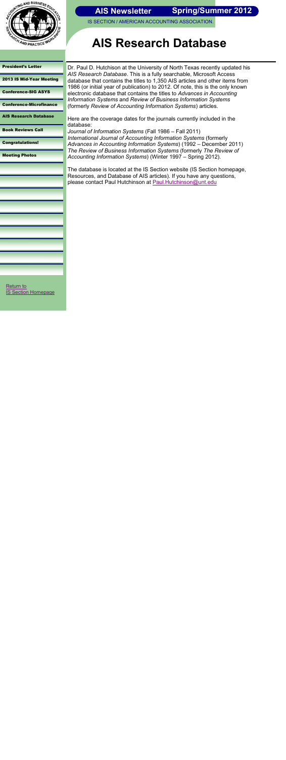# AIS Research Database

- President's Letter
- 2013 IS Mid-Year Meeting
- Conference-SIG ASYS
- Conference-Microfinance
- AIS Research Database
- Book Reviews Call
- Congratulations!
- Meeting Photos

Return to IS Section Homepage

Dr. Paul D. Hutchison at the University of North Texas recently updated his *AIS Research Database*. This is a fully searchable, Microsoft Access database that contains the titles to 1,350 AIS articles and other items from 1986 (or initial year of publication) to 2012. Of note, this is the only known electronic database that contains the titles to *Advances in Accounting Information Systems* and *Review of Business Information Systems* (formerly *Review of Accounting Information Systems*) articles.

Here are the coverage dates for the journals currently included in the database:

*Journal of Information Systems* (Fall 1986 – Fall 2011)
*International Journal of Accounting Information Systems* (formerly *Advances in Accounting Information Systems*) (1992 – December 2011)
*The Review of Business Information Systems* (formerly *The Review of Accounting Information Systems*) (Winter 1997 – Spring 2012).

The database is located at the IS Section website (IS Section homepage, Resources, and Database of AIS articles). If you have any questions, please contact Paul Hutchinson at Paul.Hutchinson@unt.edu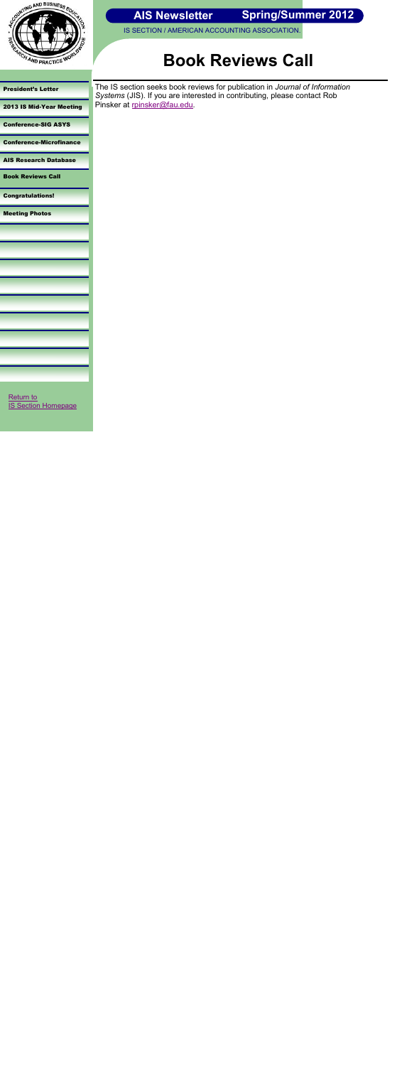# Book Reviews Call

The IS section seeks book reviews for publication in *Journal of Information Systems* (JIS). If you are interested in contributing, please contact Rob Pinsker at rpinsker@fau.edu.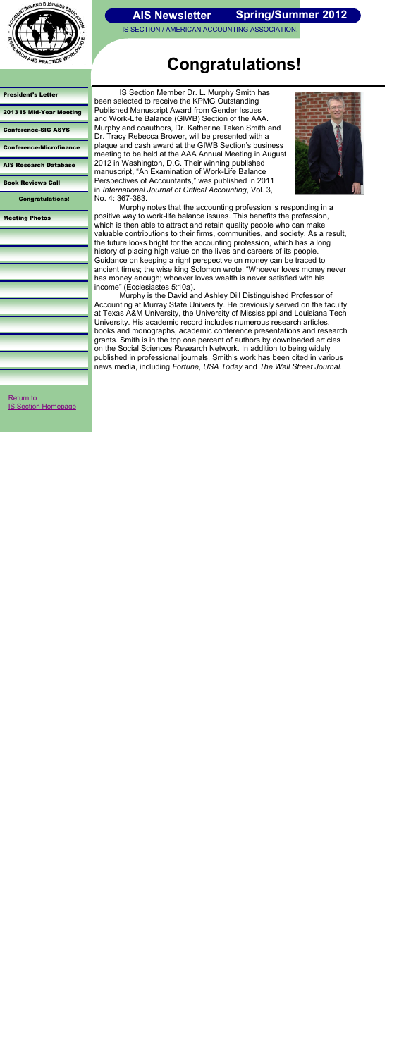# Congratulations!

IS Section Member Dr. L. Murphy Smith has been selected to receive the KPMG Outstanding Published Manuscript Award from Gender Issues and Work-Life Balance (GIWB) Section of the AAA. Murphy and coauthors, Dr. Katherine Taken Smith and Dr. Tracy Rebecca Brower, will be presented with a plaque and cash award at the GIWB Section's business meeting to be held at the AAA Annual Meeting in August 2012 in Washington, D.C. Their winning published manuscript, "An Examination of Work-Life Balance Perspectives of Accountants," was published in 2011 in *International Journal of Critical Accounting*, Vol. 3, No. 4: 367-383.

Murphy notes that the accounting profession is responding in a positive way to work-life balance issues. This benefits the profession, which is then able to attract and retain quality people who can make valuable contributions to their firms, communities, and society. As a result, the future looks bright for the accounting profession, which has a long history of placing high value on the lives and careers of its people. Guidance on keeping a right perspective on money can be traced to ancient times; the wise king Solomon wrote: "Whoever loves money never has money enough; whoever loves wealth is never satisfied with his income" (Ecclesiastes 5:10a).

Murphy is the David and Ashley Dill Distinguished Professor of Accounting at Murray State University. He previously served on the faculty at Texas A&M University, the University of Mississippi and Louisiana Tech University. His academic record includes numerous research articles, books and monographs, academic conference presentations and research grants. Smith is in the top one percent of authors by downloaded articles on the Social Sciences Research Network. In addition to being widely published in professional journals, Smith's work has been cited in various news media, including *Fortune*, *USA Today* and *The Wall Street Journal*.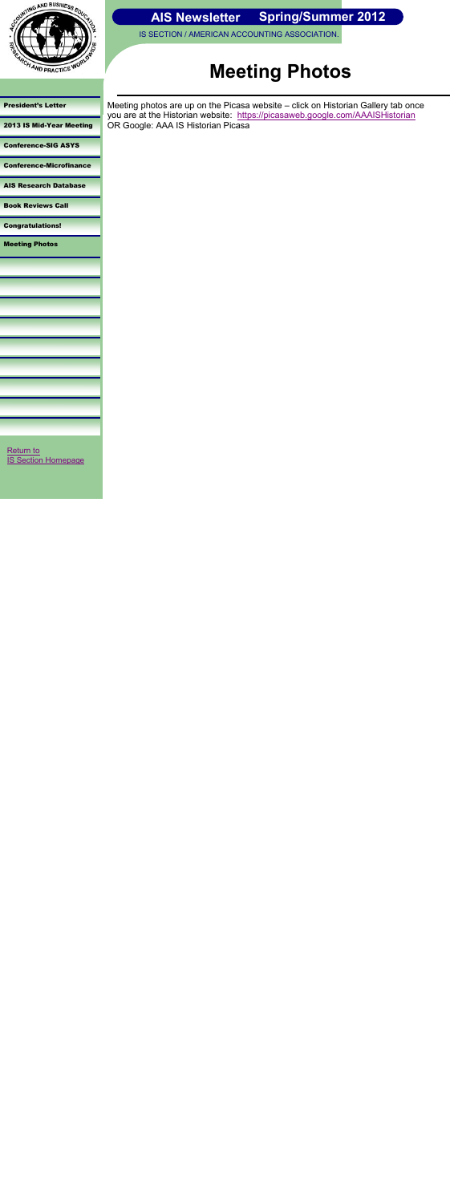# Meeting Photos

- President's Letter
- 2013 IS Mid-Year Meeting
- Conference-SIG ASYS
- Conference-Microfinance
- AIS Research Database
- Book Reviews Call
- Congratulations!
- Meeting Photos

Return to
IS Section Homepage

Meeting photos are up on the Picasa website – click on Historian Gallery tab once you are at the Historian website: https://picasaweb.google.com/AAAISHistorian OR Google: AAA IS Historian Picasa